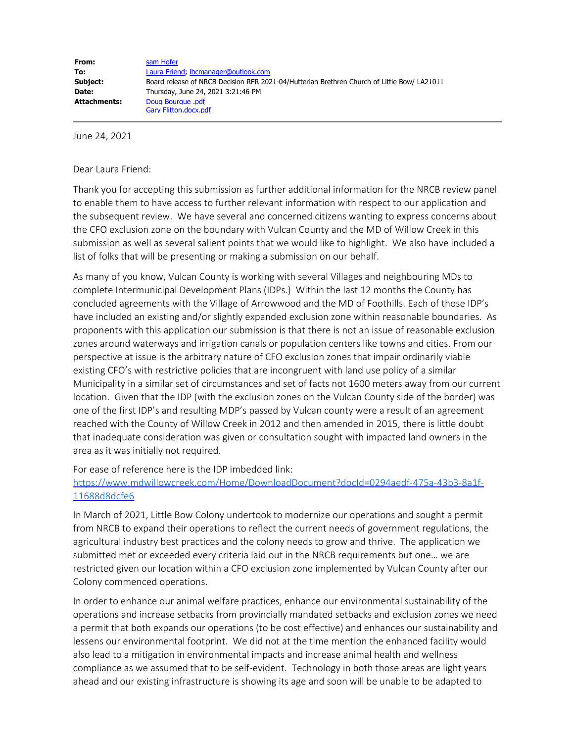| | |
|---|---|
| **From:** | sam Hofer |
| **To:** | Laura Friend; lbcmanager@outlook.com |
| **Subject:** | Board release of NRCB Decision RFR 2021-04/Hutterian Brethren Church of Little Bow/ LA21011 |
| **Date:** | Thursday, June 24, 2021 3:21:46 PM |
| **Attachments:** | Doug Bourque .pdf<br>Gary Flitton.docx.pdf |

June 24, 2021

Dear Laura Friend:

Thank you for accepting this submission as further additional information for the NRCB review panel to enable them to have access to further relevant information with respect to our application and the subsequent review. We have several and concerned citizens wanting to express concerns about the CFO exclusion zone on the boundary with Vulcan County and the MD of Willow Creek in this submission as well as several salient points that we would like to highlight. We also have included a list of folks that will be presenting or making a submission on our behalf.

As many of you know, Vulcan County is working with several Villages and neighbouring MDs to complete Intermunicipal Development Plans (IDPs.) Within the last 12 months the County has concluded agreements with the Village of Arrowwood and the MD of Foothills. Each of those IDP's have included an existing and/or slightly expanded exclusion zone within reasonable boundaries. As proponents with this application our submission is that there is not an issue of reasonable exclusion zones around waterways and irrigation canals or population centers like towns and cities. From our perspective at issue is the arbitrary nature of CFO exclusion zones that impair ordinarily viable existing CFO's with restrictive policies that are incongruent with land use policy of a similar Municipality in a similar set of circumstances and set of facts not 1600 meters away from our current location. Given that the IDP (with the exclusion zones on the Vulcan County side of the border) was one of the first IDP's and resulting MDP's passed by Vulcan county were a result of an agreement reached with the County of Willow Creek in 2012 and then amended in 2015, there is little doubt that inadequate consideration was given or consultation sought with impacted land owners in the area as it was initially not required.

For ease of reference here is the IDP imbedded link:
https://www.mdwillowcreek.com/Home/DownloadDocument?docId=0294aedf-475a-43b3-8a1f-11688d8dcfe6

In March of 2021, Little Bow Colony undertook to modernize our operations and sought a permit from NRCB to expand their operations to reflect the current needs of government regulations, the agricultural industry best practices and the colony needs to grow and thrive. The application we submitted met or exceeded every criteria laid out in the NRCB requirements but one… we are restricted given our location within a CFO exclusion zone implemented by Vulcan County after our Colony commenced operations.

In order to enhance our animal welfare practices, enhance our environmental sustainability of the operations and increase setbacks from provincially mandated setbacks and exclusion zones we need a permit that both expands our operations (to be cost effective) and enhances our sustainability and lessens our environmental footprint. We did not at the time mention the enhanced facility would also lead to a mitigation in environmental impacts and increase animal health and wellness compliance as we assumed that to be self-evident. Technology in both those areas are light years ahead and our existing infrastructure is showing its age and soon will be unable to be adapted to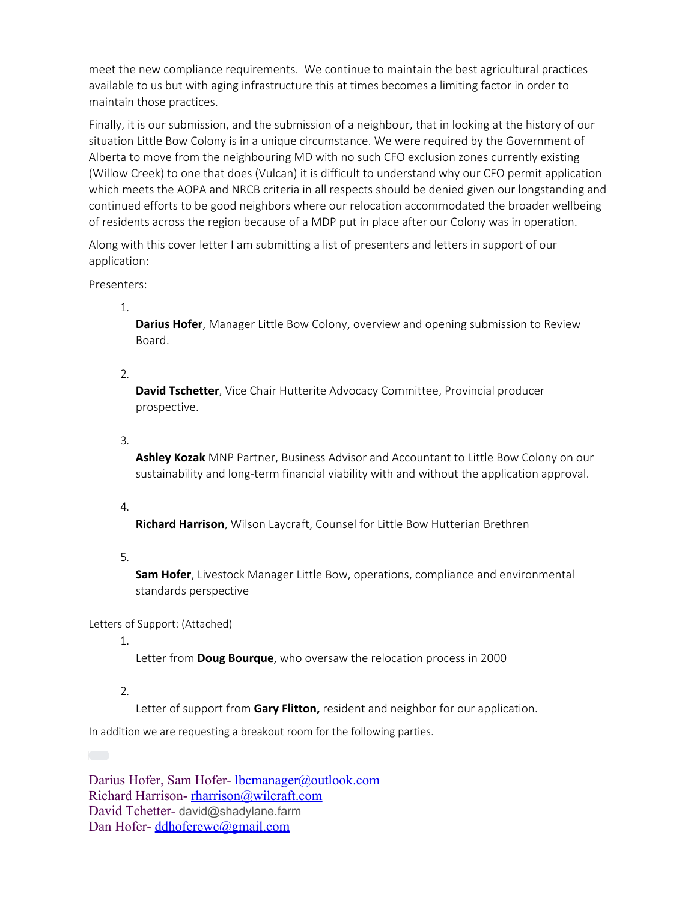meet the new compliance requirements. We continue to maintain the best agricultural practices available to us but with aging infrastructure this at times becomes a limiting factor in order to maintain those practices.

Finally, it is our submission, and the submission of a neighbour, that in looking at the history of our situation Little Bow Colony is in a unique circumstance. We were required by the Government of Alberta to move from the neighbouring MD with no such CFO exclusion zones currently existing (Willow Creek) to one that does (Vulcan) it is difficult to understand why our CFO permit application which meets the AOPA and NRCB criteria in all respects should be denied given our longstanding and continued efforts to be good neighbors where our relocation accommodated the broader wellbeing of residents across the region because of a MDP put in place after our Colony was in operation.

Along with this cover letter I am submitting a list of presenters and letters in support of our application:

Presenters:

1. **Darius Hofer**, Manager Little Bow Colony, overview and opening submission to Review Board.

2. **David Tschetter**, Vice Chair Hutterite Advocacy Committee, Provincial producer prospective.

3. **Ashley Kozak** MNP Partner, Business Advisor and Accountant to Little Bow Colony on our sustainability and long-term financial viability with and without the application approval.

4. **Richard Harrison**, Wilson Laycraft, Counsel for Little Bow Hutterian Brethren

5. **Sam Hofer**, Livestock Manager Little Bow, operations, compliance and environmental standards perspective

Letters of Support: (Attached)

1. Letter from **Doug Bourque**, who oversaw the relocation process in 2000

2. Letter of support from **Gary Flitton,** resident and neighbor for our application.

In addition we are requesting a breakout room for the following parties.

Darius Hofer, Sam Hofer- lbcmanager@outlook.com
Richard Harrison- rharrison@wilcraft.com
David Tchetter- david@shadylane.farm
Dan Hofer- ddhoferewc@gmail.com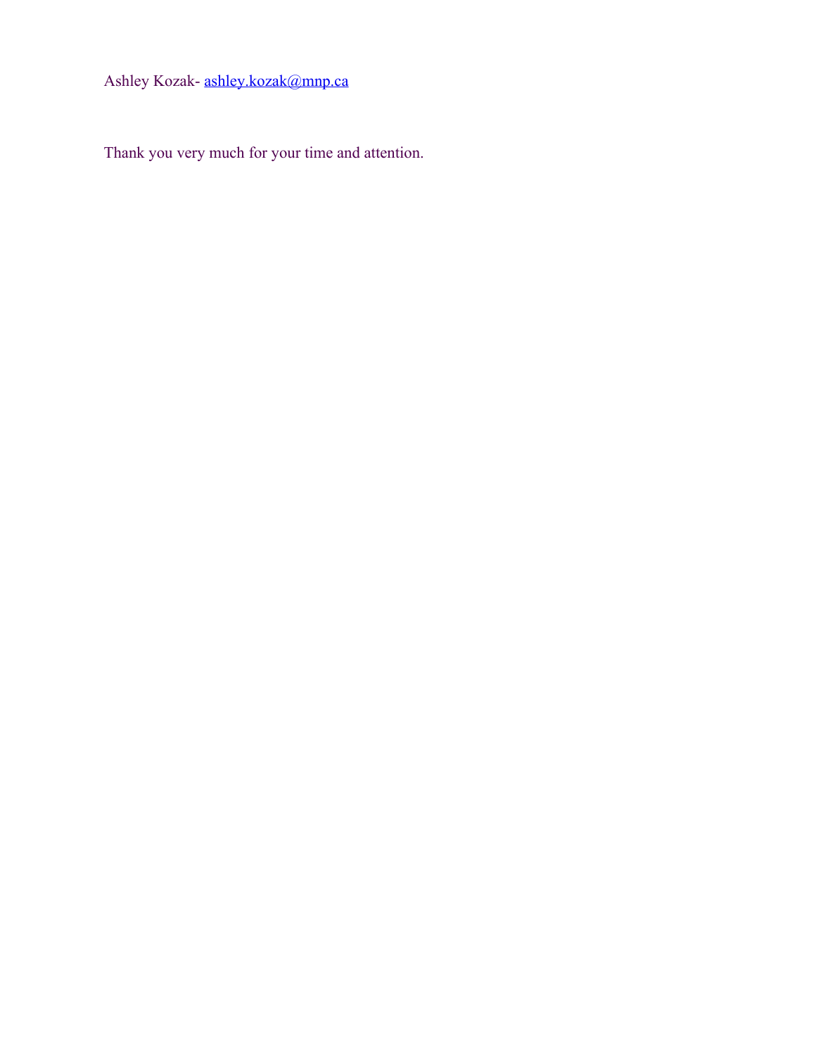Ashley Kozak- [ashley.kozak@mnp.ca](mailto:ashley.kozak@mnp.ca)

Thank you very much for your time and attention.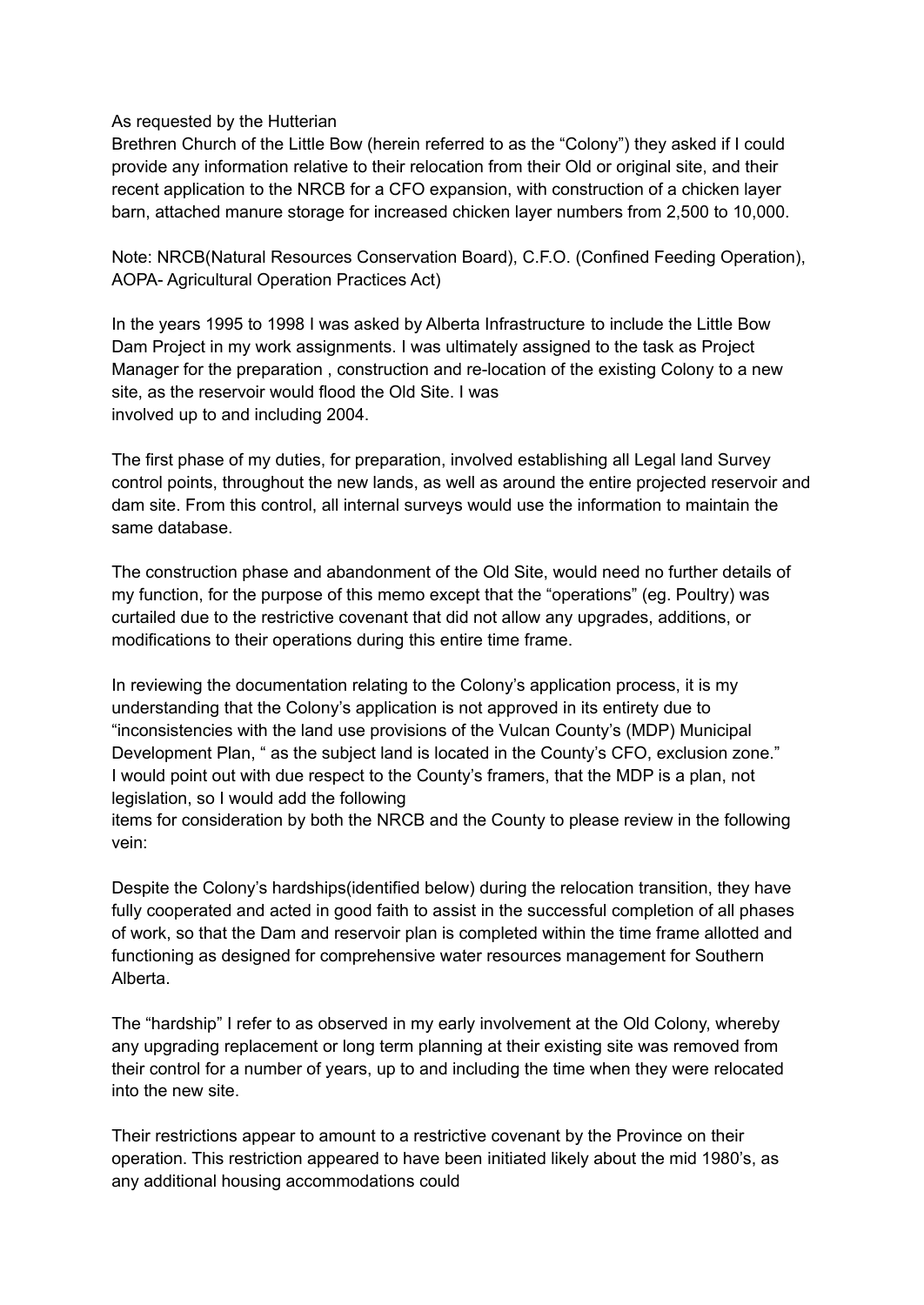As requested by the Hutterian Brethren Church of the Little Bow (herein referred to as the "Colony") they asked if I could provide any information relative to their relocation from their Old or original site, and their recent application to the NRCB for a CFO expansion, with construction of a chicken layer barn, attached manure storage for increased chicken layer numbers from 2,500 to 10,000.

Note: NRCB(Natural Resources Conservation Board), C.F.O. (Confined Feeding Operation), AOPA- Agricultural Operation Practices Act)

In the years 1995 to 1998 I was asked by Alberta Infrastructure to include the Little Bow Dam Project in my work assignments. I was ultimately assigned to the task as Project Manager for the preparation , construction and re-location of the existing Colony to a new site, as the reservoir would flood the Old Site. I was involved up to and including 2004.

The first phase of my duties, for preparation, involved establishing all Legal land Survey control points, throughout the new lands, as well as around the entire projected reservoir and dam site. From this control, all internal surveys would use the information to maintain the same database.

The construction phase and abandonment of the Old Site, would need no further details of my function, for the purpose of this memo except that the "operations" (eg. Poultry) was curtailed due to the restrictive covenant that did not allow any upgrades, additions, or modifications to their operations during this entire time frame.

In reviewing the documentation relating to the Colony's application process, it is my understanding that the Colony's application is not approved in its entirety due to "inconsistencies with the land use provisions of the Vulcan County's (MDP) Municipal Development Plan, " as the subject land is located in the County's CFO, exclusion zone." I would point out with due respect to the County's framers, that the MDP is a plan, not legislation, so I would add the following items for consideration by both the NRCB and the County to please review in the following vein:

Despite the Colony's hardships(identified below) during the relocation transition, they have fully cooperated and acted in good faith to assist in the successful completion of all phases of work, so that the Dam and reservoir plan is completed within the time frame allotted and functioning as designed for comprehensive water resources management for Southern Alberta.

The "hardship" I refer to as observed in my early involvement at the Old Colony, whereby any upgrading replacement or long term planning at their existing site was removed from their control for a number of years, up to and including the time when they were relocated into the new site.

Their restrictions appear to amount to a restrictive covenant by the Province on their operation. This restriction appeared to have been initiated likely about the mid 1980's, as any additional housing accommodations could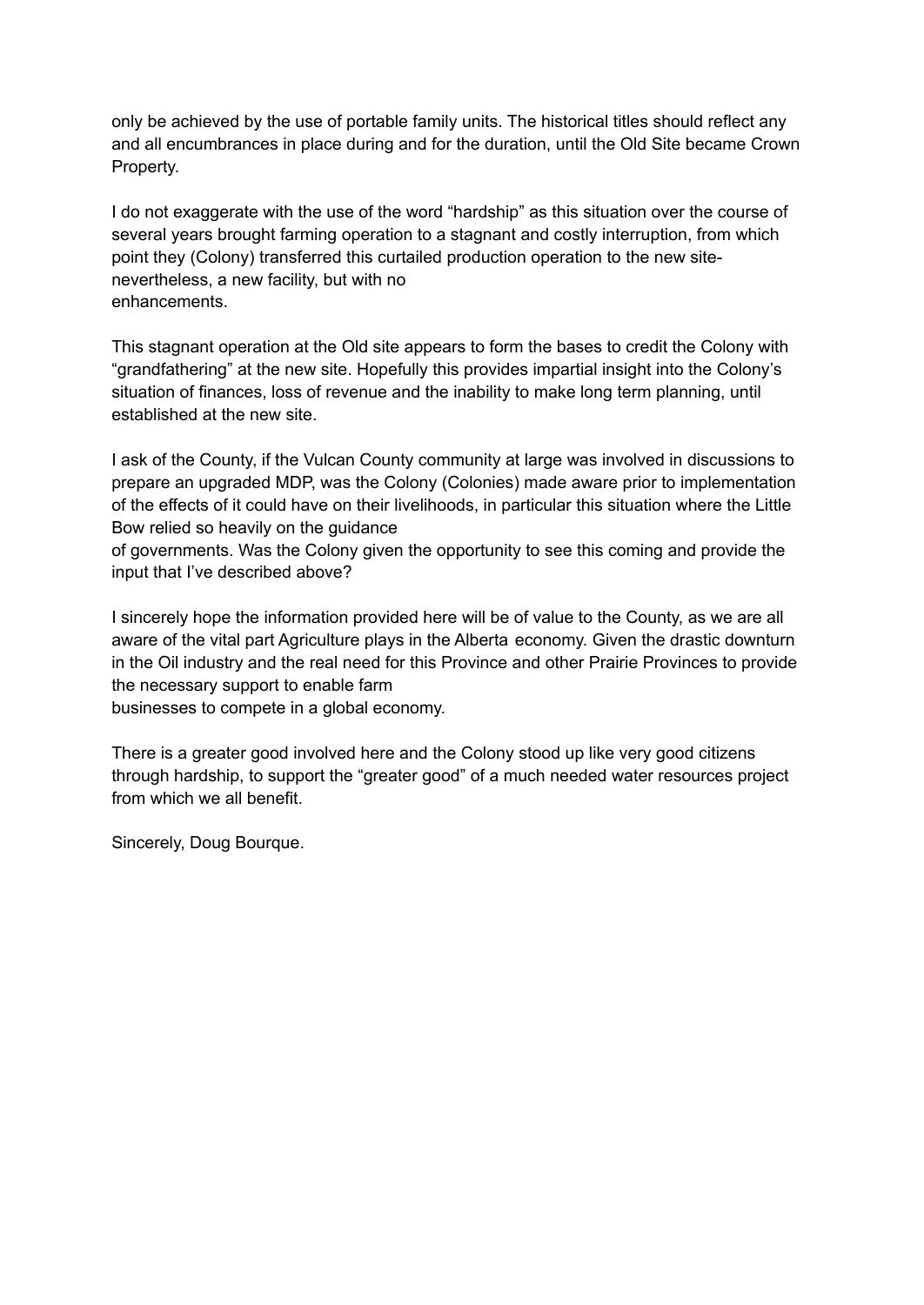only be achieved by the use of portable family units. The historical titles should reflect any and all encumbrances in place during and for the duration, until the Old Site became Crown Property.

I do not exaggerate with the use of the word "hardship" as this situation over the course of several years brought farming operation to a stagnant and costly interruption, from which point they (Colony) transferred this curtailed production operation to the new site- nevertheless, a new facility, but with no enhancements.

This stagnant operation at the Old site appears to form the bases to credit the Colony with "grandfathering" at the new site. Hopefully this provides impartial insight into the Colony's situation of finances, loss of revenue and the inability to make long term planning, until established at the new site.

I ask of the County, if the Vulcan County community at large was involved in discussions to prepare an upgraded MDP, was the Colony (Colonies) made aware prior to implementation of the effects of it could have on their livelihoods, in particular this situation where the Little Bow relied so heavily on the guidance of governments. Was the Colony given the opportunity to see this coming and provide the input that I've described above?

I sincerely hope the information provided here will be of value to the County, as we are all aware of the vital part Agriculture plays in the Alberta economy. Given the drastic downturn in the Oil industry and the real need for this Province and other Prairie Provinces to provide the necessary support to enable farm businesses to compete in a global economy.

There is a greater good involved here and the Colony stood up like very good citizens through hardship, to support the "greater good" of a much needed water resources project from which we all benefit.

Sincerely, Doug Bourque.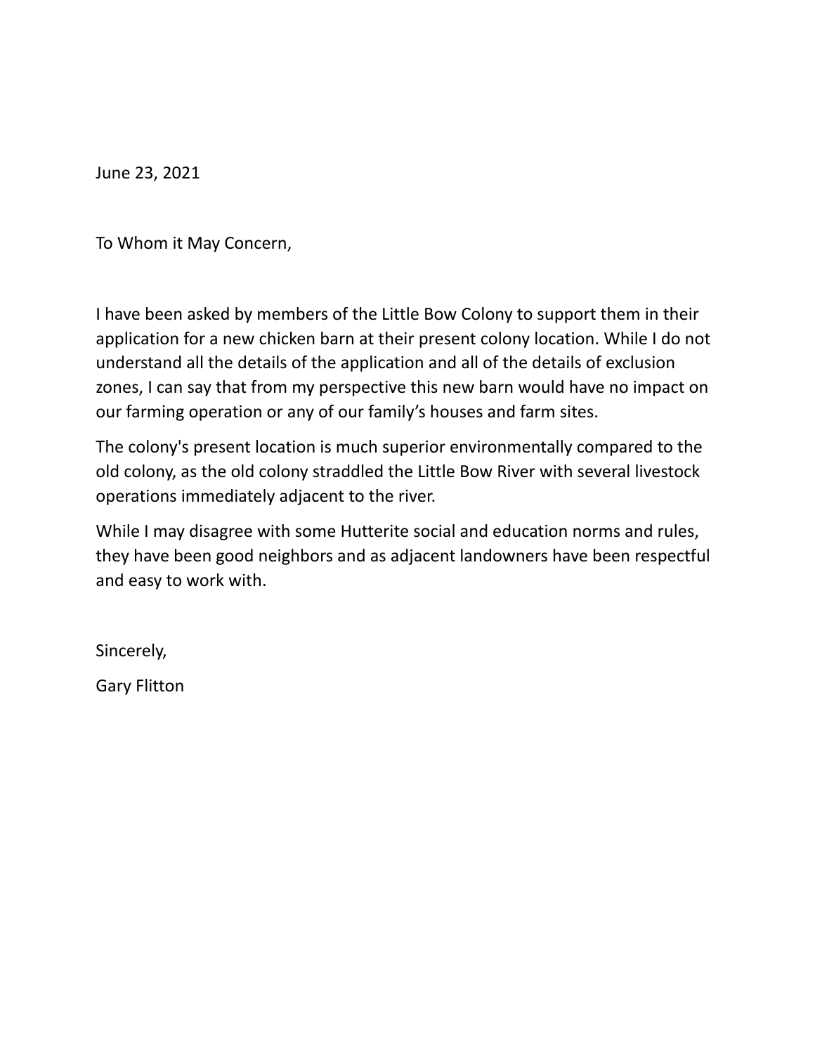June 23, 2021

To Whom it May Concern,

I have been asked by members of the Little Bow Colony to support them in their application for a new chicken barn at their present colony location. While I do not understand all the details of the application and all of the details of exclusion zones, I can say that from my perspective this new barn would have no impact on our farming operation or any of our family's houses and farm sites.

The colony's present location is much superior environmentally compared to the old colony, as the old colony straddled the Little Bow River with several livestock operations immediately adjacent to the river.

While I may disagree with some Hutterite social and education norms and rules, they have been good neighbors and as adjacent landowners have been respectful and easy to work with.

Sincerely,

Gary Flitton